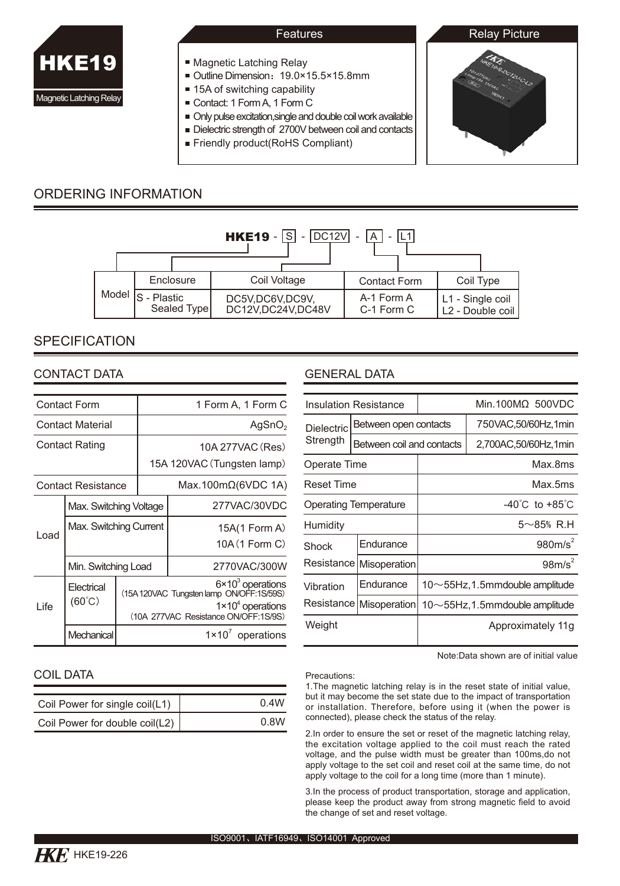# HKE19

Magnetic Latching Relay

## Features

- Magnetic Latching Relay
- Outline Dimension：19.0×15.5×15.8mm
- 15A of switching capability
- Contact: 1 Form A, 1 Form C
- Only pulse excitation,single and double coil work available
- Dielectric strength of 2700V between coil and contacts
- Friendly product(RoHS Compliant)

## Relay Picture

## ORDERING INFORMATION

**HKE19** - S - DC12V - A - L1

| Model | Enclosure | Coil Voltage | Contact Form | Coil Type |
|---|---|---|---|---|
| | S - Plastic Sealed Type | DC5V,DC6V,DC9V, DC12V,DC24V,DC48V | A-1 Form A C-1 Form C | L1 - Single coil L2 - Double coil |

## SPECIFICATION

### CONTACT DATA

| | | |
|---|---|---|
| Contact Form | | 1 Form A, 1 Form C |
| Contact Material | | $AgSnO_2$ |
| Contact Rating | | 10A 277VAC (Res) 15A 120VAC (Tungsten lamp) |
| Contact Resistance | | Max.100mΩ(6VDC 1A) |
| Load | Max. Switching Voltage | 277VAC/30VDC |
| | Max. Switching Current | 15A(1 Form A) 10A (1 Form C) |
| | Min. Switching Load | 2770VAC/300W |
| Life | Electrical (60°C) | $6×10^3$ operations (15A 120VAC Tungsten lamp ON/OFF:1S/59S) $1×10^4$ operations (10A 277VAC Resistance ON/OFF:1S/9S) |
| | Mechanical | $1×10^7$ operations |

### GENERAL DATA

| | | |
|---|---|---|
| Insulation Resistance | | Min.100MΩ 500VDC |
| Dielectric Strength | Between open contacts | 750VAC,50/60Hz,1min |
| | Between coil and contacts | 2,700AC,50/60Hz,1min |
| Operate Time | | Max.8ms |
| Reset Time | | Max.5ms |
| Operating Temperature | | -40°C to +85°C |
| Humidity | | 5～85% R.H |
| Shock Resistance | Endurance | $980m/s^2$ |
| | Misoperation | $98m/s^2$ |
| Vibration Resistance | Endurance | 10～55Hz,1.5mmdouble amplitude |
| | Misoperation | 10～55Hz,1.5mmdouble amplitude |
| Weight | | Approximately 11g |

Note:Data shown are of initial value

### COIL DATA

| | |
|---|---|
| Coil Power for single coil(L1) | 0.4W |
| Coil Power for double coil(L2) | 0.8W |

Precautions:

1.The magnetic latching relay is in the reset state of initial value, but it may become the set state due to the impact of transportation or installation. Therefore, before using it (when the power is connected), please check the status of the relay.

2.In order to ensure the set or reset of the magnetic latching relay, the excitation voltage applied to the coil must reach the rated voltage, and the pulse width must be greater than 100ms,do not apply voltage to the set coil and reset coil at the same time, do not apply voltage to the coil for a long time (more than 1 minute).

3.In the process of product transportation, storage and application, please keep the product away from strong magnetic field to avoid the change of set and reset voltage.

ISO9001、IATF16949、ISO14001 Approved

HKE19-226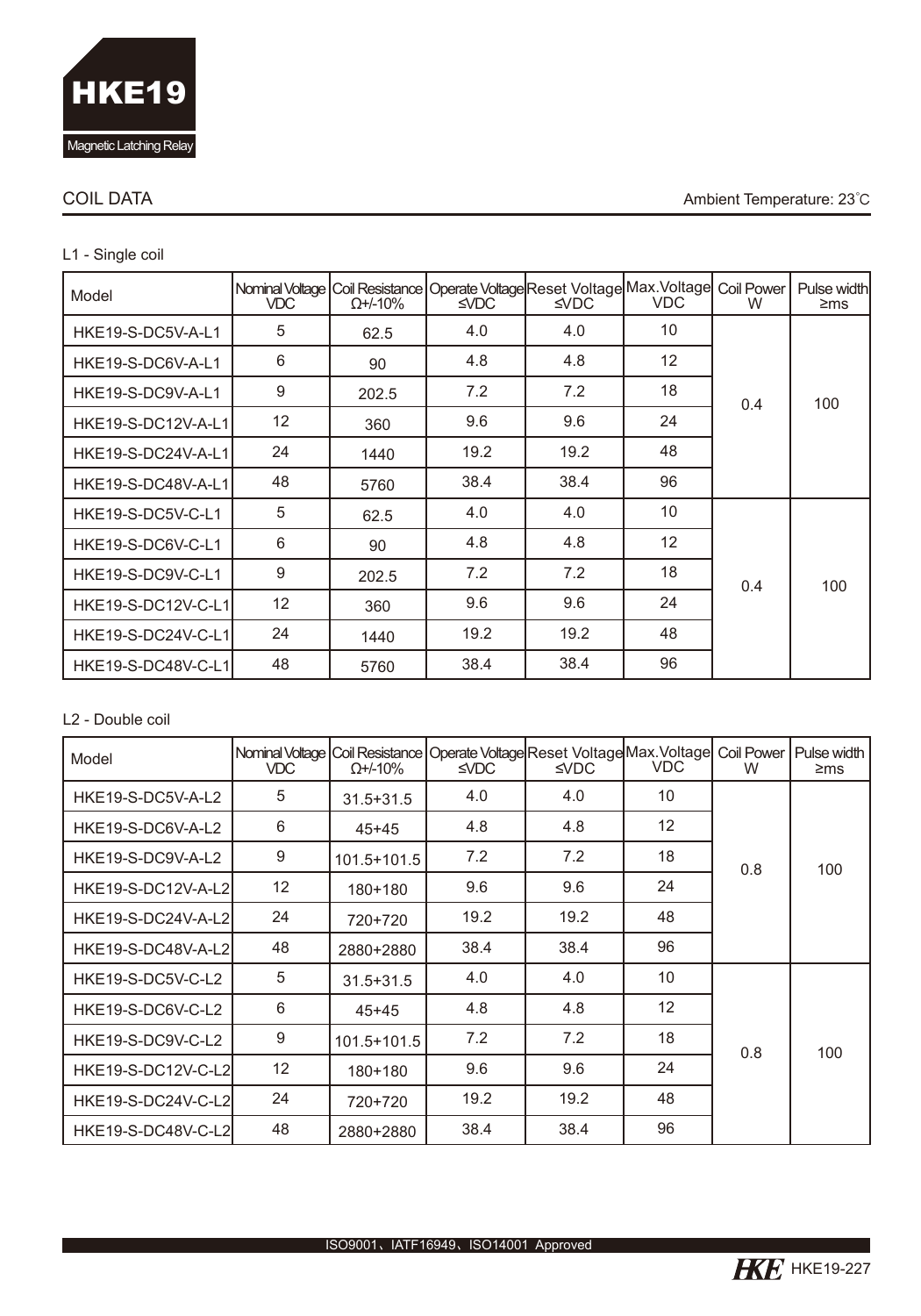## COIL DATA

Ambient Temperature: 23°C

### L1 - Single coil

| Model | Nominal Voltage VDC | Coil Resistance Ω+/-10% | Operate Voltage ≤VDC | Reset Voltage ≤VDC | Max.Voltage VDC | Coil Power W | Pulse width ≥ms |
|---|---|---|---|---|---|---|---|
| HKE19-S-DC5V-A-L1 | 5 | 62.5 | 4.0 | 4.0 | 10 | 0.4 | 100 |
| HKE19-S-DC6V-A-L1 | 6 | 90 | 4.8 | 4.8 | 12 | | |
| HKE19-S-DC9V-A-L1 | 9 | 202.5 | 7.2 | 7.2 | 18 | | |
| HKE19-S-DC12V-A-L1 | 12 | 360 | 9.6 | 9.6 | 24 | | |
| HKE19-S-DC24V-A-L1 | 24 | 1440 | 19.2 | 19.2 | 48 | | |
| HKE19-S-DC48V-A-L1 | 48 | 5760 | 38.4 | 38.4 | 96 | | |
| HKE19-S-DC5V-C-L1 | 5 | 62.5 | 4.0 | 4.0 | 10 | 0.4 | 100 |
| HKE19-S-DC6V-C-L1 | 6 | 90 | 4.8 | 4.8 | 12 | | |
| HKE19-S-DC9V-C-L1 | 9 | 202.5 | 7.2 | 7.2 | 18 | | |
| HKE19-S-DC12V-C-L1 | 12 | 360 | 9.6 | 9.6 | 24 | | |
| HKE19-S-DC24V-C-L1 | 24 | 1440 | 19.2 | 19.2 | 48 | | |
| HKE19-S-DC48V-C-L1 | 48 | 5760 | 38.4 | 38.4 | 96 | | |

### L2 - Double coil

| Model | Nominal Voltage VDC | Coil Resistance Ω+/-10% | Operate Voltage ≤VDC | Reset Voltage ≤VDC | Max.Voltage VDC | Coil Power W | Pulse width ≥ms |
|---|---|---|---|---|---|---|---|
| HKE19-S-DC5V-A-L2 | 5 | 31.5+31.5 | 4.0 | 4.0 | 10 | 0.8 | 100 |
| HKE19-S-DC6V-A-L2 | 6 | 45+45 | 4.8 | 4.8 | 12 | | |
| HKE19-S-DC9V-A-L2 | 9 | 101.5+101.5 | 7.2 | 7.2 | 18 | | |
| HKE19-S-DC12V-A-L2 | 12 | 180+180 | 9.6 | 9.6 | 24 | | |
| HKE19-S-DC24V-A-L2 | 24 | 720+720 | 19.2 | 19.2 | 48 | | |
| HKE19-S-DC48V-A-L2 | 48 | 2880+2880 | 38.4 | 38.4 | 96 | | |
| HKE19-S-DC5V-C-L2 | 5 | 31.5+31.5 | 4.0 | 4.0 | 10 | 0.8 | 100 |
| HKE19-S-DC6V-C-L2 | 6 | 45+45 | 4.8 | 4.8 | 12 | | |
| HKE19-S-DC9V-C-L2 | 9 | 101.5+101.5 | 7.2 | 7.2 | 18 | | |
| HKE19-S-DC12V-C-L2 | 12 | 180+180 | 9.6 | 9.6 | 24 | | |
| HKE19-S-DC24V-C-L2 | 24 | 720+720 | 19.2 | 19.2 | 48 | | |
| HKE19-S-DC48V-C-L2 | 48 | 2880+2880 | 38.4 | 38.4 | 96 | | |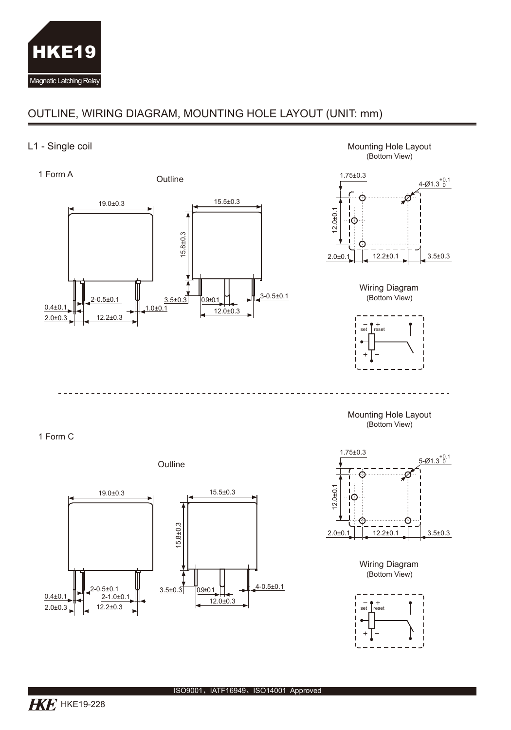HKE19

Magnetic Latching Relay

## OUTLINE, WIRING DIAGRAM, MOUNTING HOLE LAYOUT (UNIT: mm)

### L1 - Single coil

#### 1 Form A

Outline

19.0±0.3

15.5±0.3

15.8±0.3

2-0.5±0.1

0.4±0.1

1.0±0.1

2.0±0.3

12.2±0.3

3.5±0.3

0.9±0.1

3-0.5±0.1

12.0±0.3

Mounting Hole Layout
(Bottom View)

1.75±0.3

4-Ø1.3 $^{+0.1}_{0}$

12.0±0.1

2.0±0.1

12.2±0.1

3.5±0.3

Wiring Diagram
(Bottom View)

– set + reset

+ –

#### 1 Form C

Outline

19.0±0.3

15.5±0.3

15.8±0.3

2-0.5±0.1

0.4±0.1

2-1.0±0.1

2.0±0.3

12.2±0.3

3.5±0.3

0.9±0.1

4-0.5±0.1

12.0±0.3

Mounting Hole Layout
(Bottom View)

1.75±0.3

5-Ø1.3 $^{+0.1}_{0}$

12.0±0.1

2.0±0.1

12.2±0.1

3.5±0.3

Wiring Diagram
(Bottom View)

– set + reset

+ –

ISO9001、IATF16949、ISO14001 Approved

HKE19-228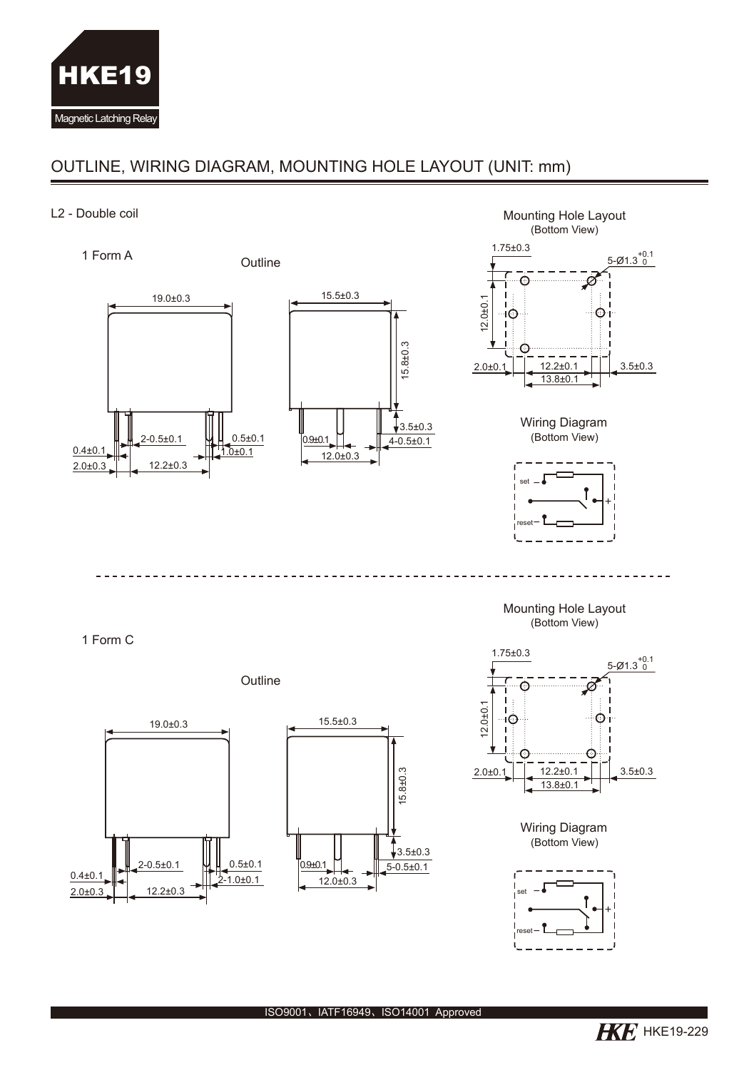HKE19

Magnetic Latching Relay

## OUTLINE, WIRING DIAGRAM, MOUNTING HOLE LAYOUT (UNIT: mm)

L2 - Double coil

### 1 Form A

Outline

19.0±0.3

15.5±0.3

15.8±0.3

3.5±0.3

0.4±0.1

2-0.5±0.1

0.5±0.1

1.0±0.1

2.0±0.3

12.2±0.3

0.9±0.1

4-0.5±0.1

12.0±0.3

Mounting Hole Layout
(Bottom View)

1.75±0.3

5-Ø1.3 $^{+0.1}_{0}$

12.0±0.1

2.0±0.1

12.2±0.1

13.8±0.1

3.5±0.3

Wiring Diagram
(Bottom View)

set

reset

+

### 1 Form C

Outline

19.0±0.3

15.5±0.3

15.8±0.3

3.5±0.3

0.4±0.1

2-0.5±0.1

0.5±0.1

2-1.0±0.1

2.0±0.3

12.2±0.3

0.9±0.1

5-0.5±0.1

12.0±0.3

Mounting Hole Layout
(Bottom View)

1.75±0.3

5-Ø1.3 $^{+0.1}_{0}$

12.0±0.1

2.0±0.1

12.2±0.1

13.8±0.1

3.5±0.3

Wiring Diagram
(Bottom View)

set

reset

+

ISO9001、IATF16949、ISO14001 Approved